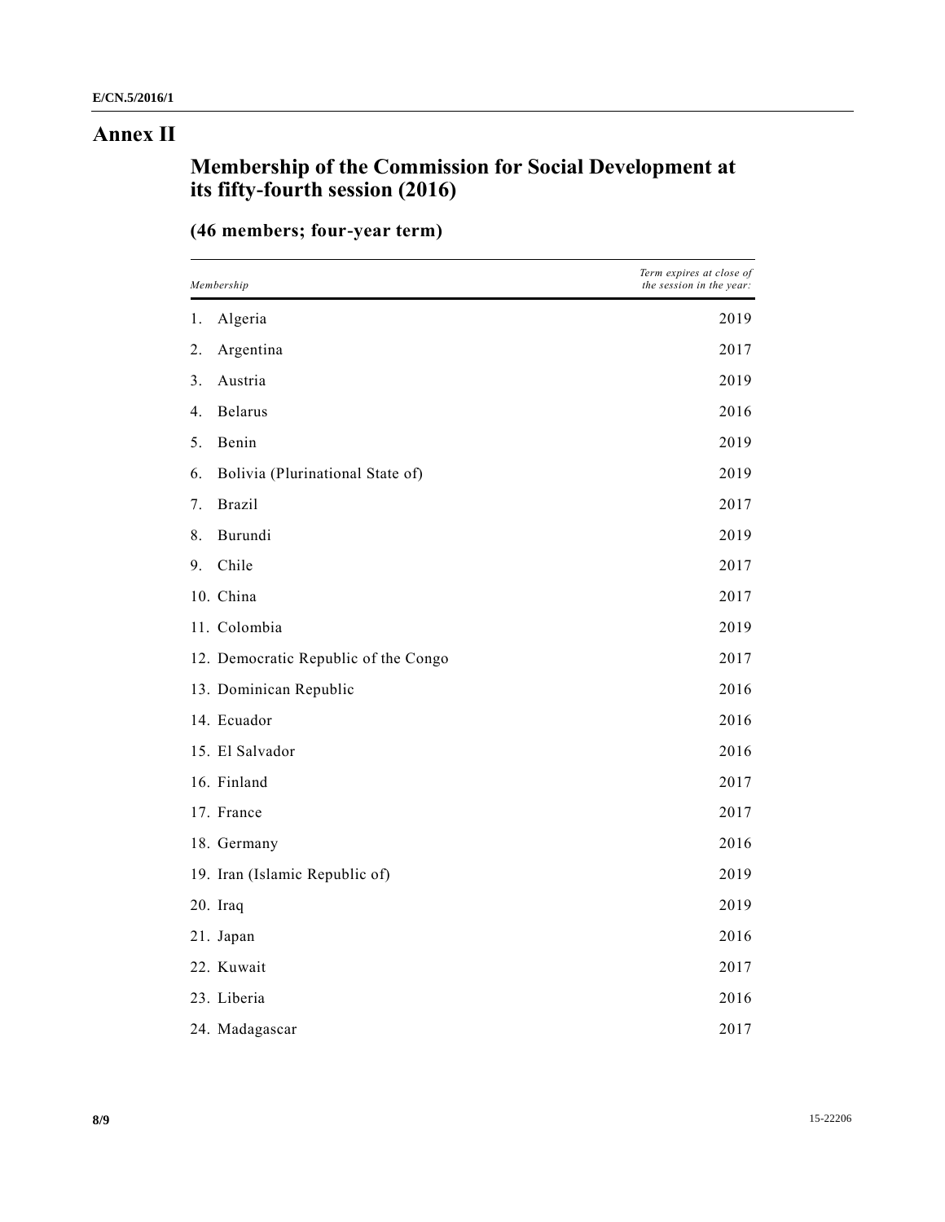# Annex II

## Membership of the Commission for Social Development at its fifty-fourth session (2016)

### (46 members; four-year term)

| *Membership* | *Term expires at close of the session in the year:* |
|---|---|
| 1. Algeria | 2019 |
| 2. Argentina | 2017 |
| 3. Austria | 2019 |
| 4. Belarus | 2016 |
| 5. Benin | 2019 |
| 6. Bolivia (Plurinational State of) | 2019 |
| 7. Brazil | 2017 |
| 8. Burundi | 2019 |
| 9. Chile | 2017 |
| 10. China | 2017 |
| 11. Colombia | 2019 |
| 12. Democratic Republic of the Congo | 2017 |
| 13. Dominican Republic | 2016 |
| 14. Ecuador | 2016 |
| 15. El Salvador | 2016 |
| 16. Finland | 2017 |
| 17. France | 2017 |
| 18. Germany | 2016 |
| 19. Iran (Islamic Republic of) | 2019 |
| 20. Iraq | 2019 |
| 21. Japan | 2016 |
| 22. Kuwait | 2017 |
| 23. Liberia | 2016 |
| 24. Madagascar | 2017 |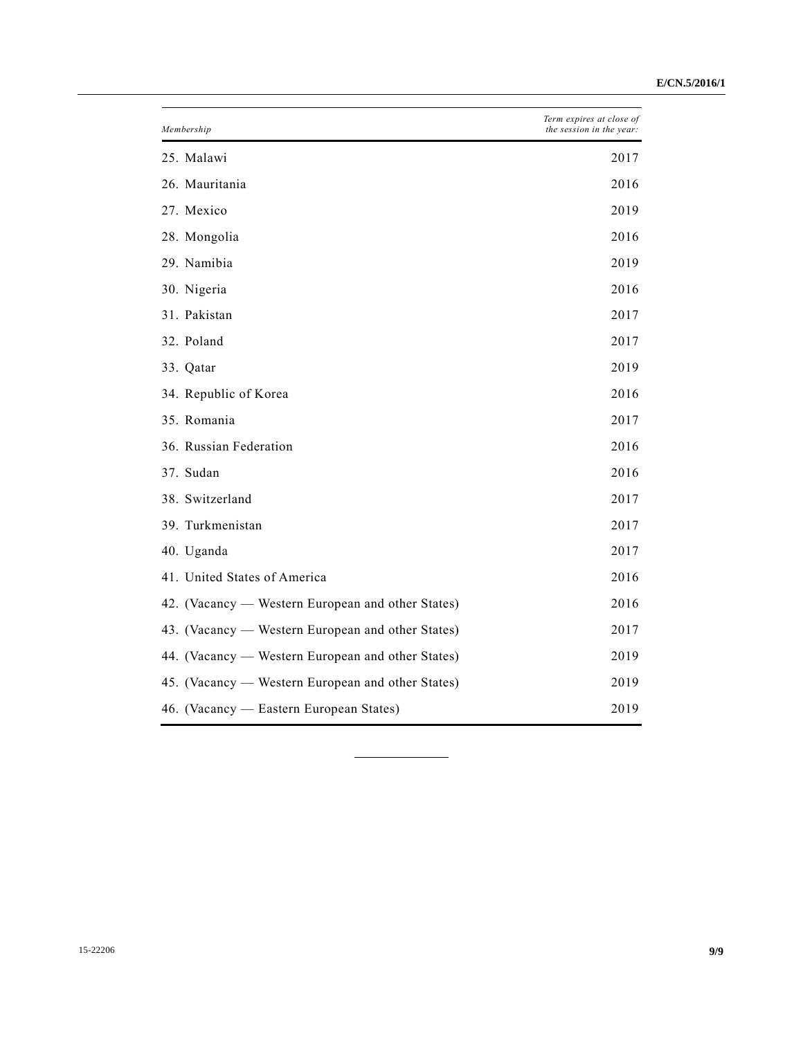| Membership | Term expires at close of the session in the year: |
| --- | --- |
| 25. Malawi | 2017 |
| 26. Mauritania | 2016 |
| 27. Mexico | 2019 |
| 28. Mongolia | 2016 |
| 29. Namibia | 2019 |
| 30. Nigeria | 2016 |
| 31. Pakistan | 2017 |
| 32. Poland | 2017 |
| 33. Qatar | 2019 |
| 34. Republic of Korea | 2016 |
| 35. Romania | 2017 |
| 36. Russian Federation | 2016 |
| 37. Sudan | 2016 |
| 38. Switzerland | 2017 |
| 39. Turkmenistan | 2017 |
| 40. Uganda | 2017 |
| 41. United States of America | 2016 |
| 42. (Vacancy — Western European and other States) | 2016 |
| 43. (Vacancy — Western European and other States) | 2017 |
| 44. (Vacancy — Western European and other States) | 2019 |
| 45. (Vacancy — Western European and other States) | 2019 |
| 46. (Vacancy — Eastern European States) | 2019 |